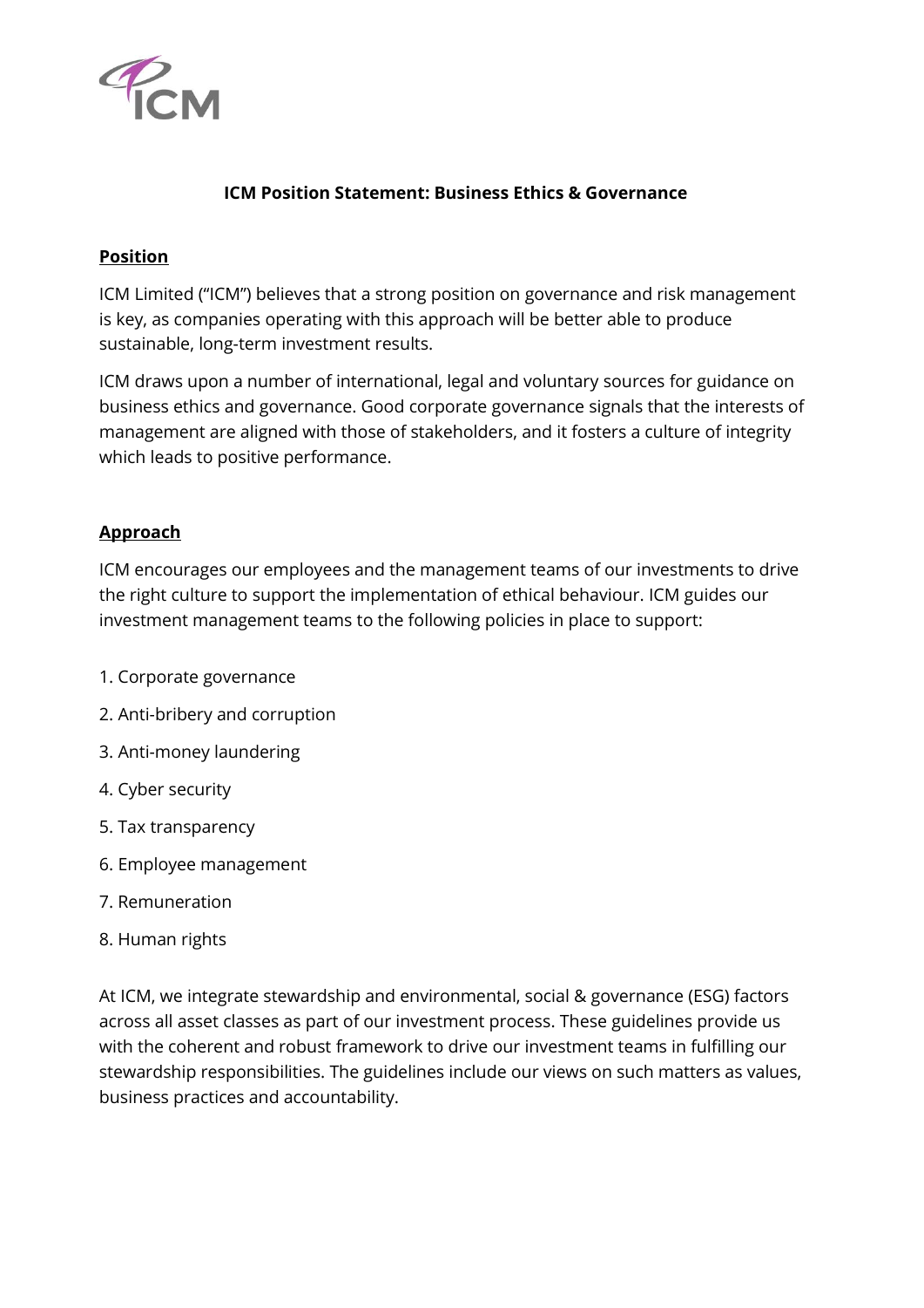# ICM Position Statement: Business Ethics & Governance

## Position

ICM Limited ("ICM") believes that a strong position on governance and risk management is key, as companies operating with this approach will be better able to produce sustainable, long-term investment results.

ICM draws upon a number of international, legal and voluntary sources for guidance on business ethics and governance. Good corporate governance signals that the interests of management are aligned with those of stakeholders, and it fosters a culture of integrity which leads to positive performance.

## Approach

ICM encourages our employees and the management teams of our investments to drive the right culture to support the implementation of ethical behaviour. ICM guides our investment management teams to the following policies in place to support:

1. Corporate governance
2. Anti-bribery and corruption
3. Anti-money laundering
4. Cyber security
5. Tax transparency
6. Employee management
7. Remuneration
8. Human rights

At ICM, we integrate stewardship and environmental, social & governance (ESG) factors across all asset classes as part of our investment process. These guidelines provide us with the coherent and robust framework to drive our investment teams in fulfilling our stewardship responsibilities. The guidelines include our views on such matters as values, business practices and accountability.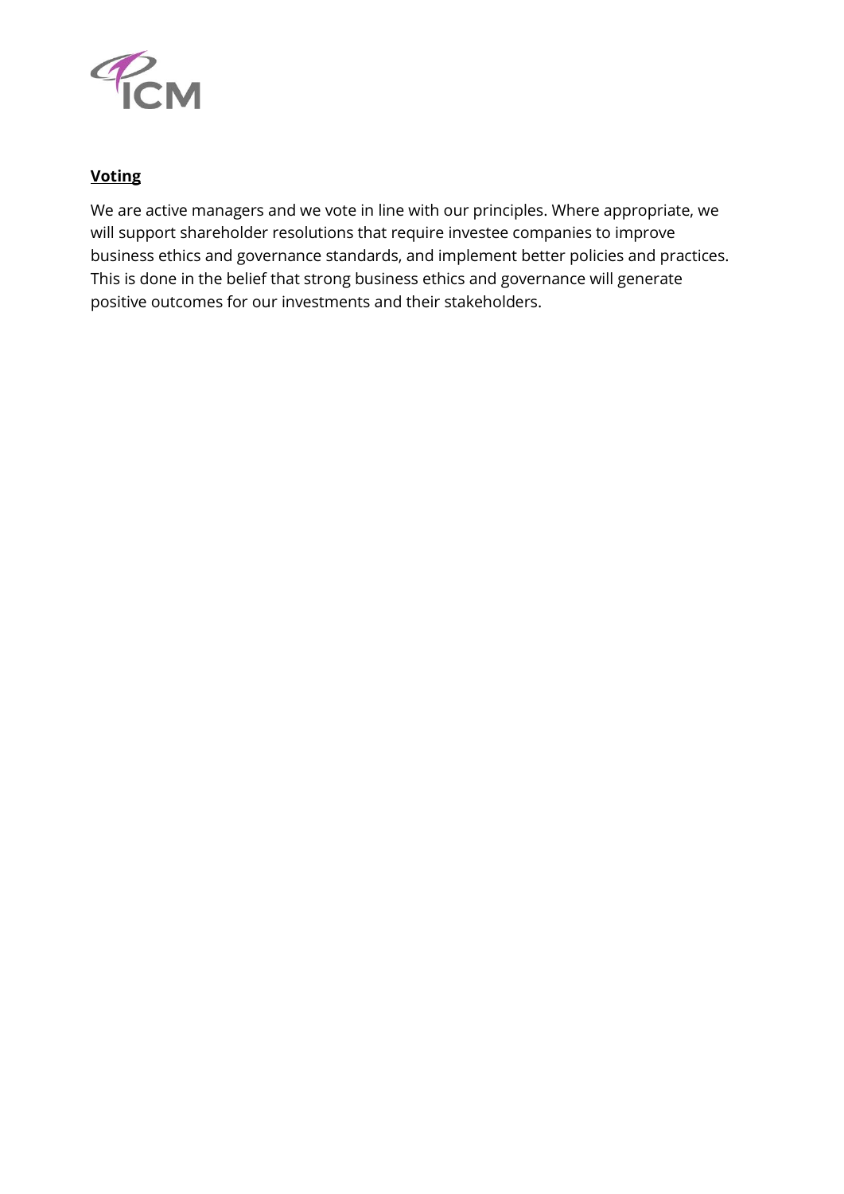**Voting**

We are active managers and we vote in line with our principles. Where appropriate, we will support shareholder resolutions that require investee companies to improve business ethics and governance standards, and implement better policies and practices. This is done in the belief that strong business ethics and governance will generate positive outcomes for our investments and their stakeholders.